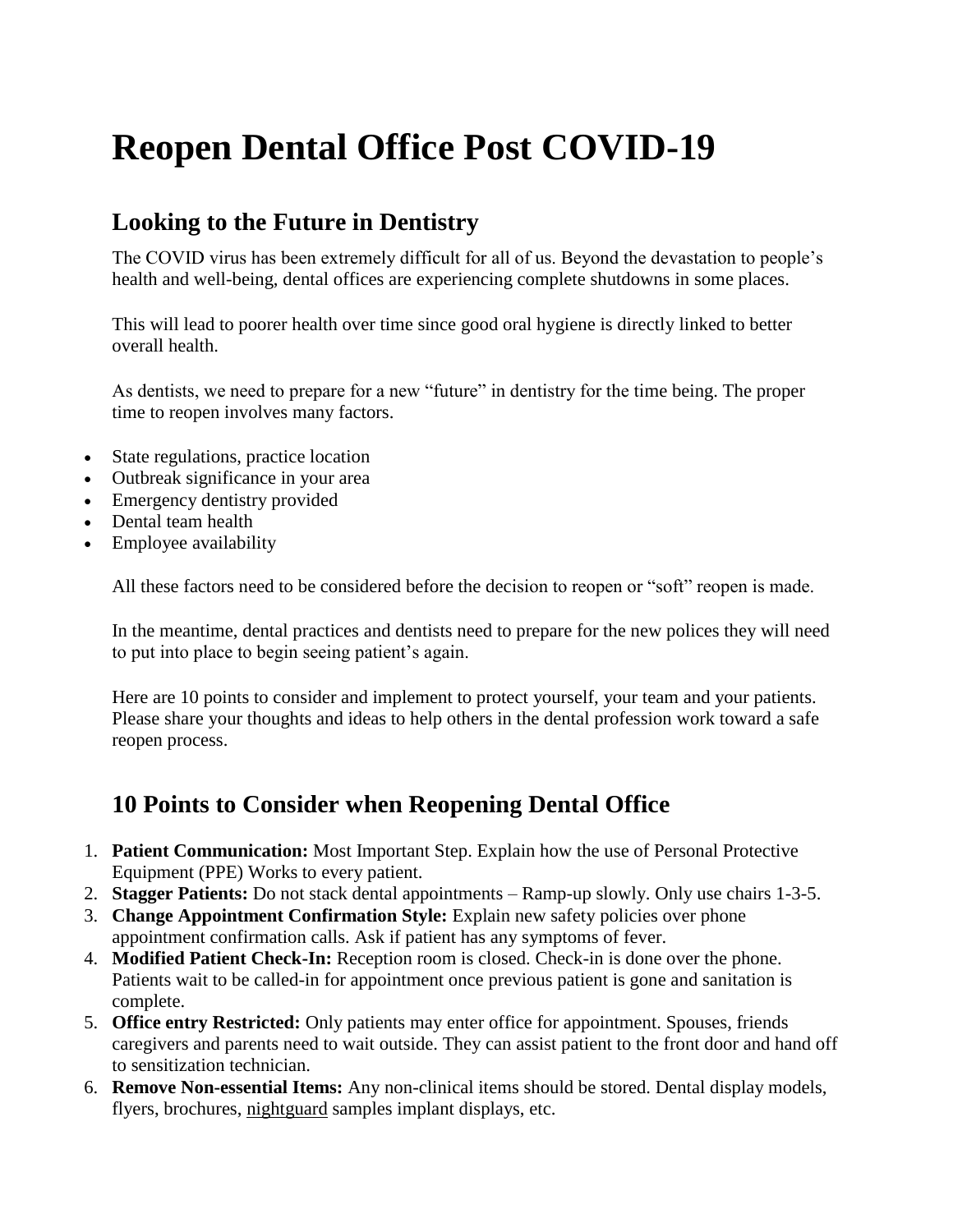# Reopen Dental Office Post COVID-19

## Looking to the Future in Dentistry

The COVID virus has been extremely difficult for all of us. Beyond the devastation to people's health and well-being, dental offices are experiencing complete shutdowns in some places.

This will lead to poorer health over time since good oral hygiene is directly linked to better overall health.

As dentists, we need to prepare for a new "future" in dentistry for the time being. The proper time to reopen involves many factors.

- State regulations, practice location
- Outbreak significance in your area
- Emergency dentistry provided
- Dental team health
- Employee availability

All these factors need to be considered before the decision to reopen or "soft" reopen is made.

In the meantime, dental practices and dentists need to prepare for the new polices they will need to put into place to begin seeing patient's again.

Here are 10 points to consider and implement to protect yourself, your team and your patients. Please share your thoughts and ideas to help others in the dental profession work toward a safe reopen process.

## 10 Points to Consider when Reopening Dental Office

1. **Patient Communication:** Most Important Step. Explain how the use of Personal Protective Equipment (PPE) Works to every patient.
2. **Stagger Patients:** Do not stack dental appointments – Ramp-up slowly. Only use chairs 1-3-5.
3. **Change Appointment Confirmation Style:** Explain new safety policies over phone appointment confirmation calls. Ask if patient has any symptoms of fever.
4. **Modified Patient Check-In:** Reception room is closed. Check-in is done over the phone. Patients wait to be called-in for appointment once previous patient is gone and sanitation is complete.
5. **Office entry Restricted:** Only patients may enter office for appointment. Spouses, friends caregivers and parents need to wait outside. They can assist patient to the front door and hand off to sensitization technician.
6. **Remove Non-essential Items:** Any non-clinical items should be stored. Dental display models, flyers, brochures, nightguard samples implant displays, etc.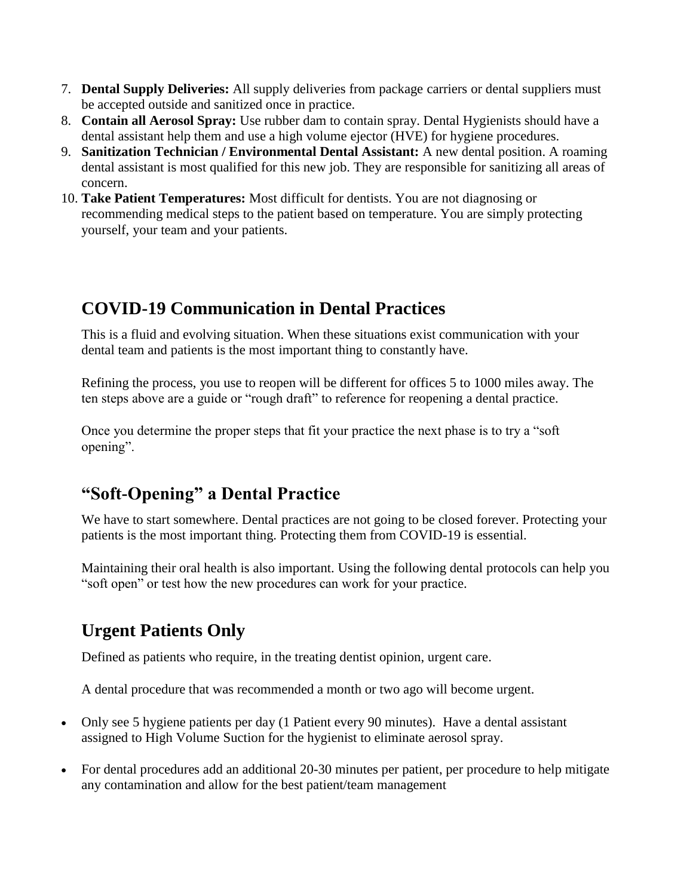7. **Dental Supply Deliveries:** All supply deliveries from package carriers or dental suppliers must be accepted outside and sanitized once in practice.
8. **Contain all Aerosol Spray:** Use rubber dam to contain spray. Dental Hygienists should have a dental assistant help them and use a high volume ejector (HVE) for hygiene procedures.
9. **Sanitization Technician / Environmental Dental Assistant:** A new dental position. A roaming dental assistant is most qualified for this new job. They are responsible for sanitizing all areas of concern.
10. **Take Patient Temperatures:** Most difficult for dentists. You are not diagnosing or recommending medical steps to the patient based on temperature. You are simply protecting yourself, your team and your patients.

## COVID-19 Communication in Dental Practices

This is a fluid and evolving situation. When these situations exist communication with your dental team and patients is the most important thing to constantly have.

Refining the process, you use to reopen will be different for offices 5 to 1000 miles away. The ten steps above are a guide or "rough draft" to reference for reopening a dental practice.

Once you determine the proper steps that fit your practice the next phase is to try a "soft opening".

## "Soft-Opening" a Dental Practice

We have to start somewhere. Dental practices are not going to be closed forever. Protecting your patients is the most important thing. Protecting them from COVID-19 is essential.

Maintaining their oral health is also important. Using the following dental protocols can help you "soft open" or test how the new procedures can work for your practice.

## Urgent Patients Only

Defined as patients who require, in the treating dentist opinion, urgent care.

A dental procedure that was recommended a month or two ago will become urgent.

- Only see 5 hygiene patients per day (1 Patient every 90 minutes). Have a dental assistant assigned to High Volume Suction for the hygienist to eliminate aerosol spray.

- For dental procedures add an additional 20-30 minutes per patient, per procedure to help mitigate any contamination and allow for the best patient/team management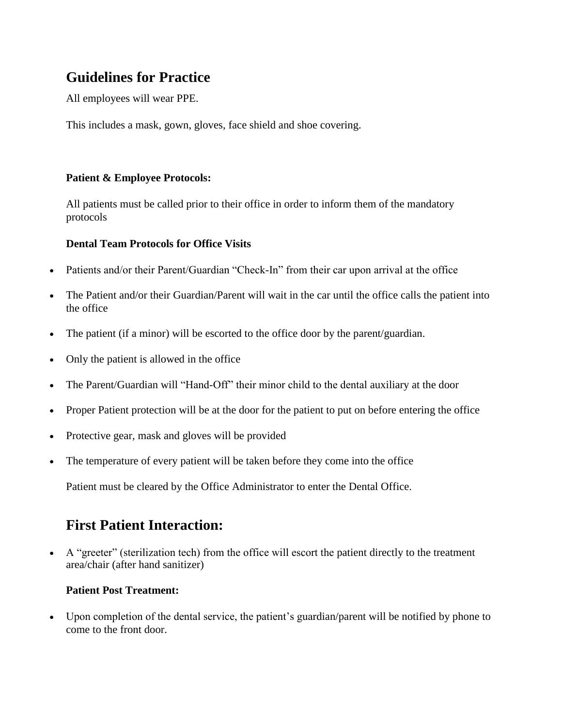## Guidelines for Practice

All employees will wear PPE.

This includes a mask, gown, gloves, face shield and shoe covering.

**Patient & Employee Protocols:**

All patients must be called prior to their office in order to inform them of the mandatory protocols

**Dental Team Protocols for Office Visits**

- Patients and/or their Parent/Guardian "Check-In" from their car upon arrival at the office
- The Patient and/or their Guardian/Parent will wait in the car until the office calls the patient into the office
- The patient (if a minor) will be escorted to the office door by the parent/guardian.
- Only the patient is allowed in the office
- The Parent/Guardian will "Hand-Off" their minor child to the dental auxiliary at the door
- Proper Patient protection will be at the door for the patient to put on before entering the office
- Protective gear, mask and gloves will be provided
- The temperature of every patient will be taken before they come into the office

Patient must be cleared by the Office Administrator to enter the Dental Office.

## First Patient Interaction:

- A "greeter" (sterilization tech) from the office will escort the patient directly to the treatment area/chair (after hand sanitizer)

**Patient Post Treatment:**

- Upon completion of the dental service, the patient's guardian/parent will be notified by phone to come to the front door.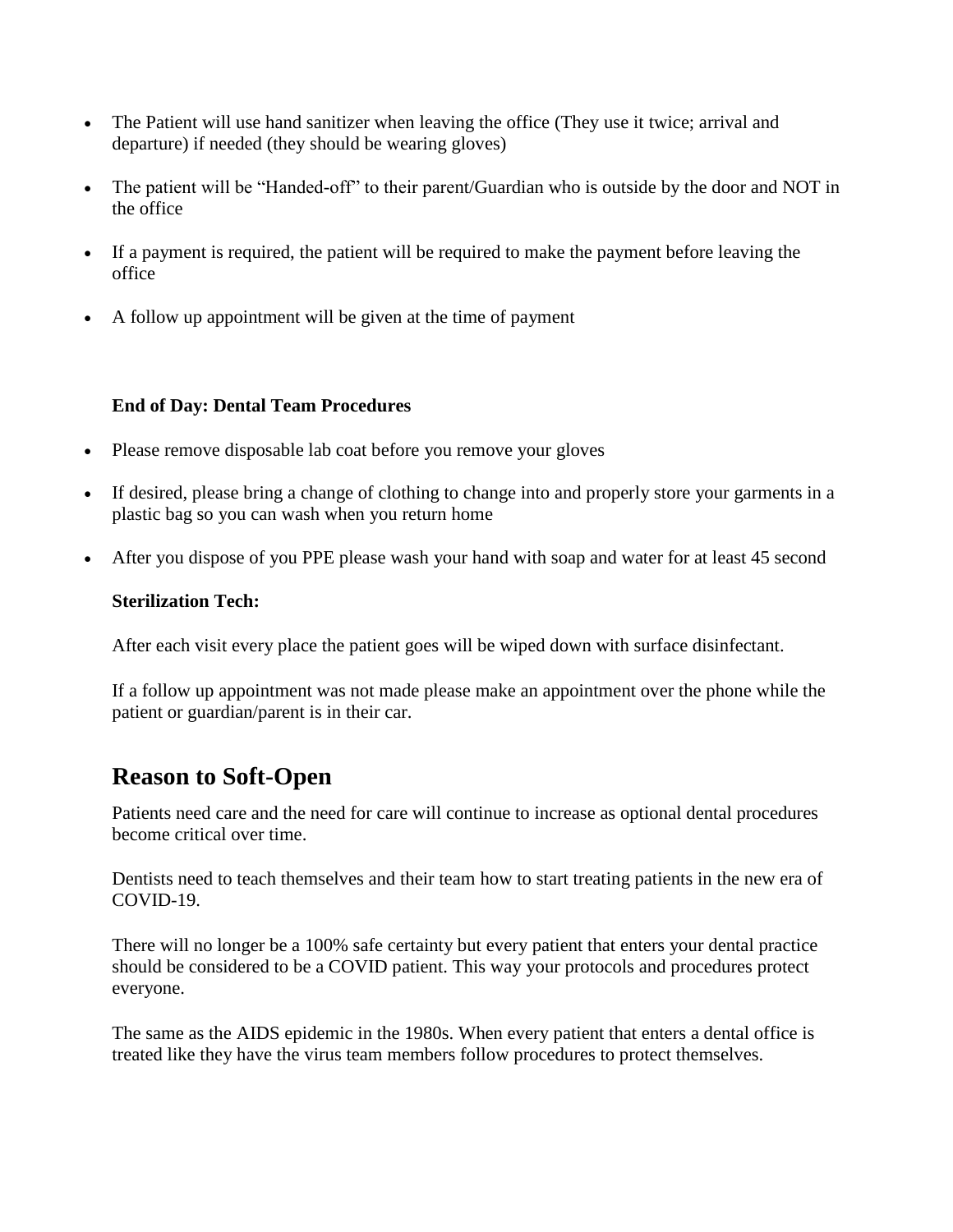- The Patient will use hand sanitizer when leaving the office (They use it twice; arrival and departure) if needed (they should be wearing gloves)
- The patient will be "Handed-off" to their parent/Guardian who is outside by the door and NOT in the office
- If a payment is required, the patient will be required to make the payment before leaving the office
- A follow up appointment will be given at the time of payment

**End of Day: Dental Team Procedures**

- Please remove disposable lab coat before you remove your gloves
- If desired, please bring a change of clothing to change into and properly store your garments in a plastic bag so you can wash when you return home
- After you dispose of you PPE please wash your hand with soap and water for at least 45 second

**Sterilization Tech:**

After each visit every place the patient goes will be wiped down with surface disinfectant.

If a follow up appointment was not made please make an appointment over the phone while the patient or guardian/parent is in their car.

## Reason to Soft-Open

Patients need care and the need for care will continue to increase as optional dental procedures become critical over time.

Dentists need to teach themselves and their team how to start treating patients in the new era of COVID-19.

There will no longer be a 100% safe certainty but every patient that enters your dental practice should be considered to be a COVID patient. This way your protocols and procedures protect everyone.

The same as the AIDS epidemic in the 1980s. When every patient that enters a dental office is treated like they have the virus team members follow procedures to protect themselves.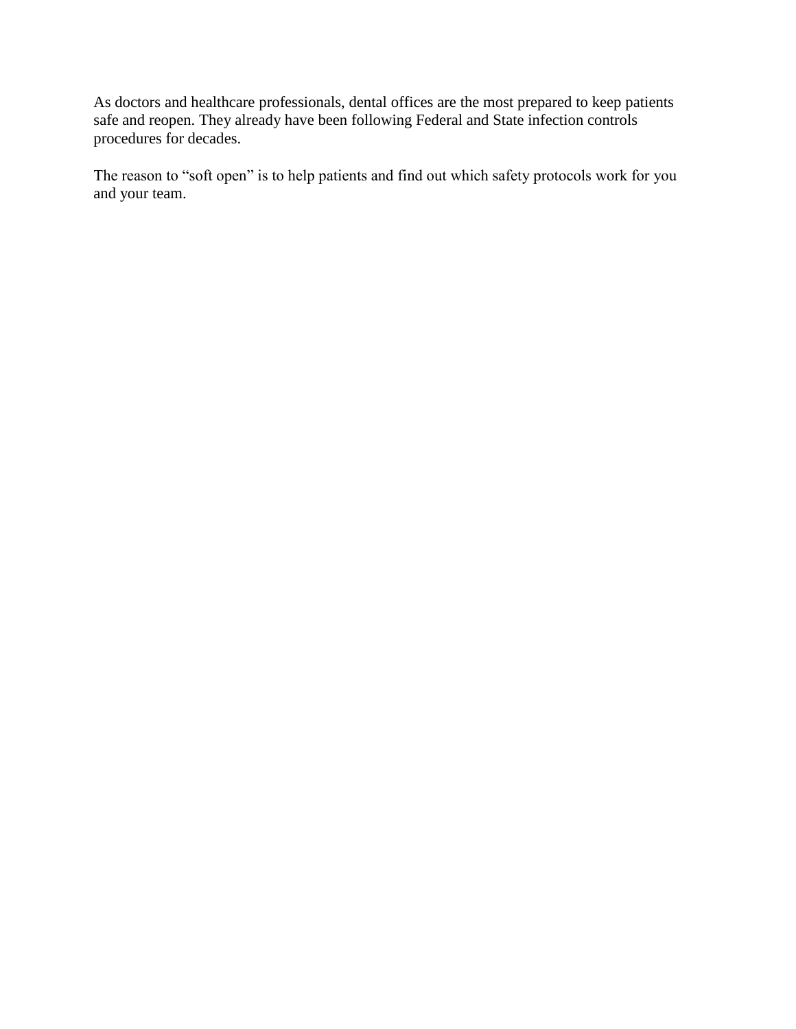As doctors and healthcare professionals, dental offices are the most prepared to keep patients safe and reopen. They already have been following Federal and State infection controls procedures for decades.

The reason to "soft open" is to help patients and find out which safety protocols work for you and your team.